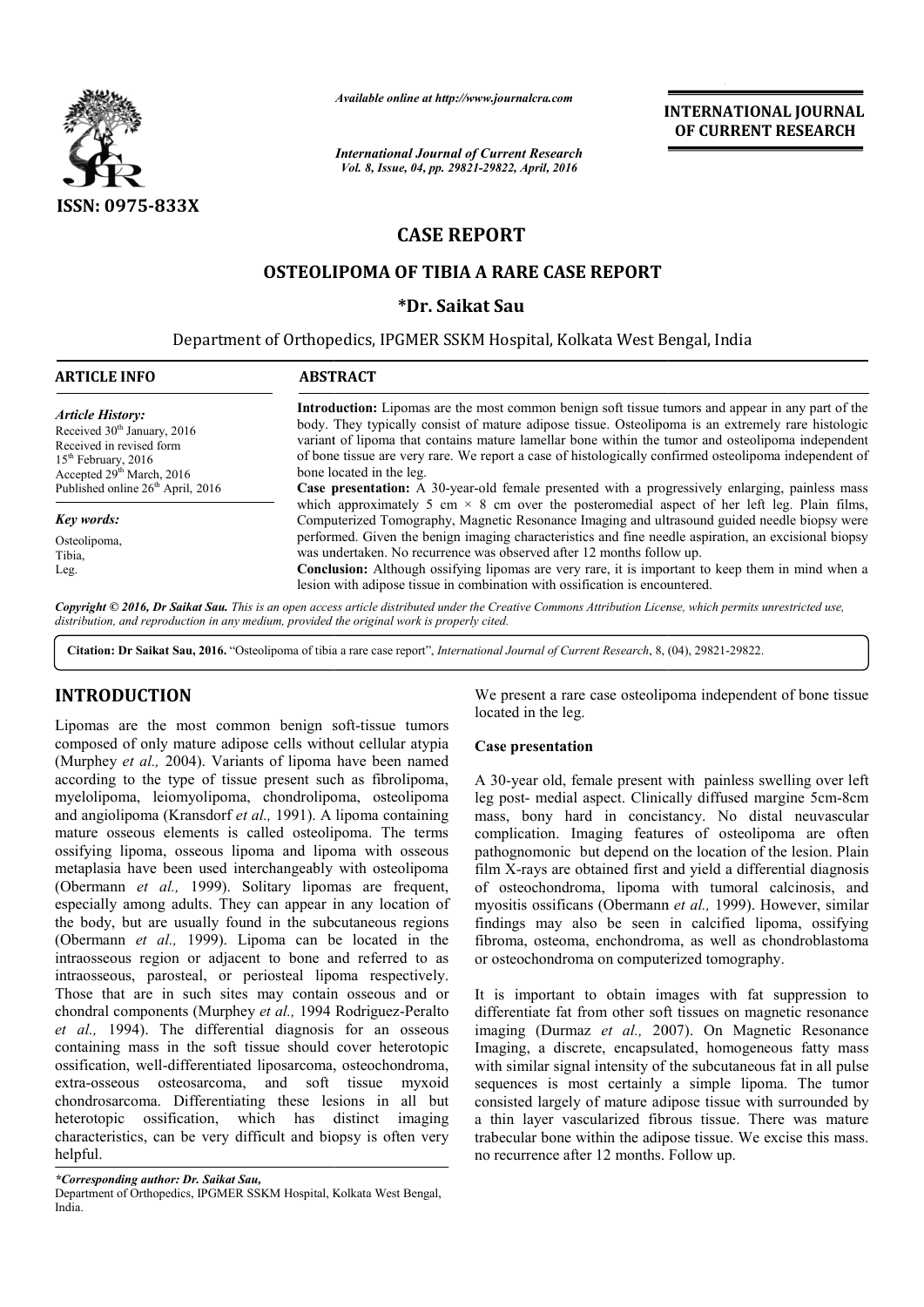*Available online at http://www.journalcra.com*

*International Journal of Current Research*
*Vol. 8, Issue, 04, pp. 29821-29822, April, 2016*

**INTERNATIONAL JOURNAL OF CURRENT RESEARCH**

ISSN: 0975-833X

# CASE REPORT

## OSTEOLIPOMA OF TIBIA A RARE CASE REPORT

**\*Dr. Saikat Sau**

Department of Orthopedics, IPGMER SSKM Hospital, Kolkata West Bengal, India

**ARTICLE INFO**

*Article History:*
Received 30th January, 2016
Received in revised form
15th February, 2016
Accepted 29th March, 2016
Published online 26th April, 2016

*Key words:*
Osteolipoma,
Tibia,
Leg.

**ABSTRACT**

**Introduction:** Lipomas are the most common benign soft tissue tumors and appear in any part of the body. They typically consist of mature adipose tissue. Osteolipoma is an extremely rare histologic variant of lipoma that contains mature lamellar bone within the tumor and osteolipoma independent of bone tissue are very rare. We report a case of histologically confirmed osteolipoma independent of bone located in the leg.

**Case presentation:** A 30-year-old female presented with a progressively enlarging, painless mass which approximately 5 cm × 8 cm over the posteromedial aspect of her left leg. Plain films, Computerized Tomography, Magnetic Resonance Imaging and ultrasound guided needle biopsy were performed. Given the benign imaging characteristics and fine needle aspiration, an excisional biopsy was undertaken. No recurrence was observed after 12 months follow up.

**Conclusion:** Although ossifying lipomas are very rare, it is important to keep them in mind when a lesion with adipose tissue in combination with ossification is encountered.

*Copyright © 2016, Dr Saikat Sau. This is an open access article distributed under the Creative Commons Attribution License, which permits unrestricted use, distribution, and reproduction in any medium, provided the original work is properly cited.*

**Citation: Dr Saikat Sau, 2016.** "Osteolipoma of tibia a rare case report", *International Journal of Current Research*, 8, (04), 29821-29822.

## INTRODUCTION

Lipomas are the most common benign soft-tissue tumors composed of only mature adipose cells without cellular atypia (Murphey *et al.,* 2004). Variants of lipoma have been named according to the type of tissue present such as fibrolipoma, myelolipoma, leiomyolipoma, chondrolipoma, osteolipoma and angiolipoma (Kransdorf *et al.,* 1991). A lipoma containing mature osseous elements is called osteolipoma. The terms ossifying lipoma, osseous lipoma and lipoma with osseous metaplasia have been used interchangeably with osteolipoma (Obermann *et al.,* 1999). Solitary lipomas are frequent, especially among adults. They can appear in any location of the body, but are usually found in the subcutaneous regions (Obermann *et al.,* 1999). Lipoma can be located in the intraosseous region or adjacent to bone and referred to as intraosseous, parosteal, or periosteal lipoma respectively. Those that are in such sites may contain osseous and or chondral components (Murphey *et al.,* 1994 Rodriguez-Peralto *et al.,* 1994). The differential diagnosis for an osseous containing mass in the soft tissue should cover heterotopic ossification, well-differentiated liposarcoma, osteochondroma, extra-osseous osteosarcoma, and soft tissue myxoid chondrosarcoma. Differentiating these lesions in all but heterotopic ossification, which has distinct imaging characteristics, can be very difficult and biopsy is often very helpful.

We present a rare case osteolipoma independent of bone tissue located in the leg.

**Case presentation**

A 30-year old, female present with painless swelling over left leg post- medial aspect. Clinically diffused margine 5cm-8cm mass, bony hard in concistancy. No distal neuvascular complication. Imaging features of osteolipoma are often pathognomonic but depend on the location of the lesion. Plain film X-rays are obtained first and yield a differential diagnosis of osteochondroma, lipoma with tumoral calcinosis, and myositis ossificans (Obermann *et al.,* 1999). However, similar findings may also be seen in calcified lipoma, ossifying fibroma, osteoma, enchondroma, as well as chondroblastoma or osteochondroma on computerized tomography.

It is important to obtain images with fat suppression to differentiate fat from other soft tissues on magnetic resonance imaging (Durmaz *et al.,* 2007). On Magnetic Resonance Imaging, a discrete, encapsulated, homogeneous fatty mass with similar signal intensity of the subcutaneous fat in all pulse sequences is most certainly a simple lipoma. The tumor consisted largely of mature adipose tissue with surrounded by a thin layer vascularized fibrous tissue. There was mature trabecular bone within the adipose tissue. We excise this mass. no recurrence after 12 months. Follow up.

*\*Corresponding author: Dr. Saikat Sau,*
Department of Orthopedics, IPGMER SSKM Hospital, Kolkata West Bengal, India.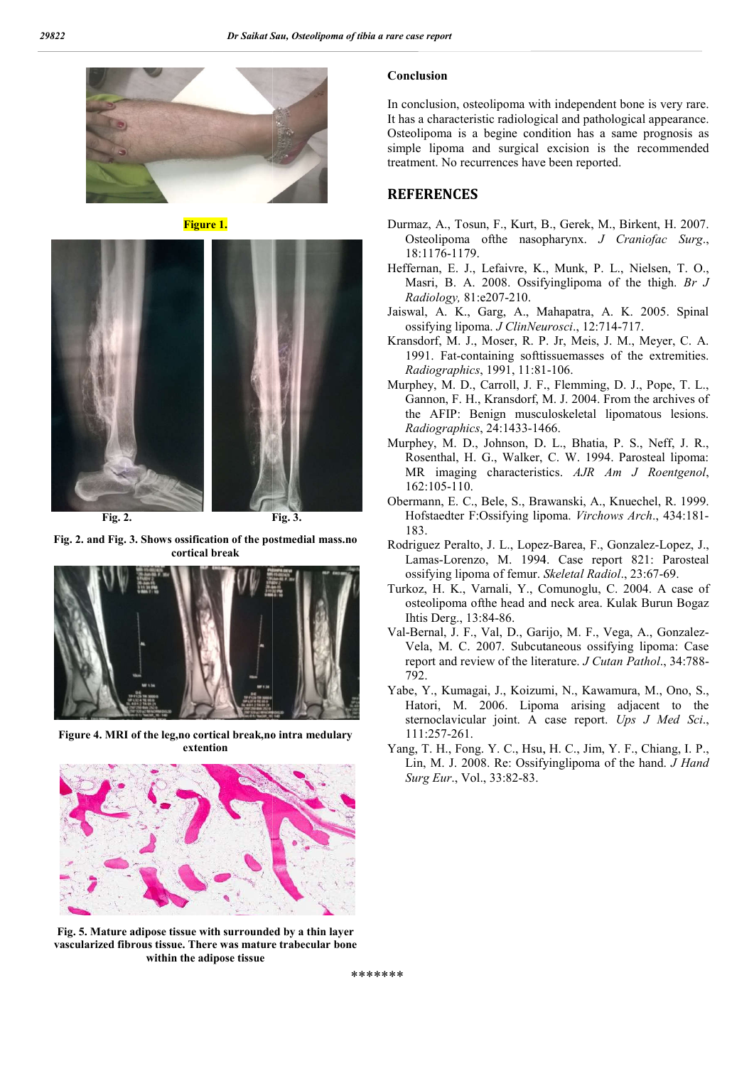Figure 1.

Fig. 2.

Fig. 3.

**Fig. 2. and Fig. 3. Shows ossification of the postmedial mass.no cortical break**

**Figure 4. MRI of the leg,no cortical break,no intra medulary extension**

**Fig. 5. Mature adipose tissue with surrounded by a thin layer vascularized fibrous tissue. There was mature trabecular bone within the adipose tissue**

## Conclusion

In conclusion, osteolipoma with independent bone is very rare. It has a characteristic radiological and pathological appearance. Osteolipoma is a begine condition has a same prognosis as simple lipoma and surgical excision is the recommended treatment. No recurrences have been reported.

## REFERENCES

Durmaz, A., Tosun, F., Kurt, B., Gerek, M., Birkent, H. 2007. Osteolipoma ofthe nasopharynx. *J Craniofac Surg*., 18:1176-1179.

Heffernan, E. J., Lefaivre, K., Munk, P. L., Nielsen, T. O., Masri, B. A. 2008. Ossifyinglipoma of the thigh. *Br J Radiology,* 81:e207-210.

Jaiswal, A. K., Garg, A., Mahapatra, A. K. 2005. Spinal ossifying lipoma. *J ClinNeurosci*., 12:714-717.

Kransdorf, M. J., Moser, R. P. Jr, Meis, J. M., Meyer, C. A. 1991. Fat-containing softtissuemasses of the extremities. *Radiographics*, 1991, 11:81-106.

Murphey, M. D., Carroll, J. F., Flemming, D. J., Pope, T. L., Gannon, F. H., Kransdorf, M. J. 2004. From the archives of the AFIP: Benign musculoskeletal lipomatous lesions. *Radiographics*, 24:1433-1466.

Murphey, M. D., Johnson, D. L., Bhatia, P. S., Neff, J. R., Rosenthal, H. G., Walker, C. W. 1994. Parosteal lipoma: MR imaging characteristics. *AJR Am J Roentgenol*, 162:105-110.

Obermann, E. C., Bele, S., Brawanski, A., Knuechel, R. 1999. Hofstaedter F:Ossifying lipoma. *Virchows Arch*., 434:181-183.

Rodriguez Peralto, J. L., Lopez-Barea, F., Gonzalez-Lopez, J., Lamas-Lorenzo, M. 1994. Case report 821: Parosteal ossifying lipoma of femur. *Skeletal Radiol*., 23:67-69.

Turkoz, H. K., Varnali, Y., Comunoglu, C. 2004. A case of osteolipoma ofthe head and neck area. Kulak Burun Bogaz Ihtis Derg., 13:84-86.

Val-Bernal, J. F., Val, D., Garijo, M. F., Vega, A., Gonzalez-Vela, M. C. 2007. Subcutaneous ossifying lipoma: Case report and review of the literature. *J Cutan Pathol*., 34:788-792.

Yabe, Y., Kumagai, J., Koizumi, N., Kawamura, M., Ono, S., Hatori, M. 2006. Lipoma arising adjacent to the sternoclavicular joint. A case report. *Ups J Med Sci*., 111:257-261.

Yang, T. H., Fong. Y. C., Hsu, H. C., Jim, Y. F., Chiang, I. P., Lin, M. J. 2008. Re: Ossifyinglipoma of the hand. *J Hand Surg Eur*., Vol., 33:82-83.

\*\*\*\*\*\*\*